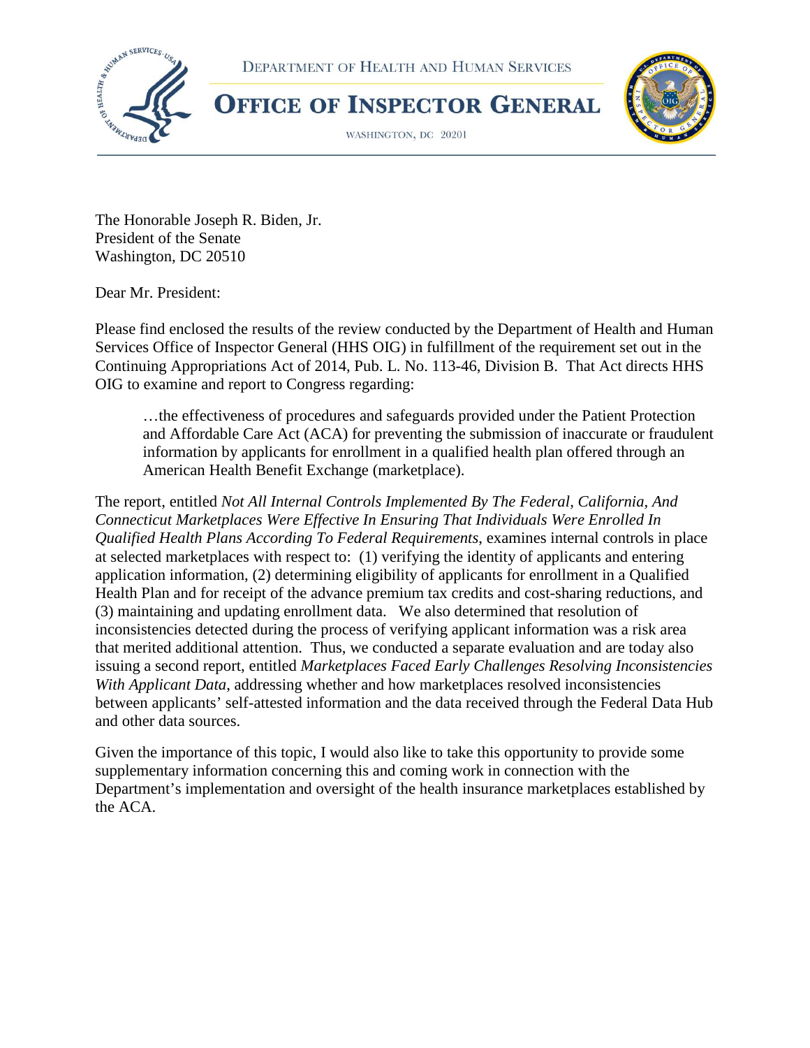DEPARTMENT OF HEALTH AND HUMAN SERVICES

**OFFICE OF INSPECTOR GENERAL**

WASHINGTON, DC 20201

The Honorable Joseph R. Biden, Jr.
President of the Senate
Washington, DC 20510

Dear Mr. President:

Please find enclosed the results of the review conducted by the Department of Health and Human Services Office of Inspector General (HHS OIG) in fulfillment of the requirement set out in the Continuing Appropriations Act of 2014, Pub. L. No. 113-46, Division B. That Act directs HHS OIG to examine and report to Congress regarding:

> …the effectiveness of procedures and safeguards provided under the Patient Protection and Affordable Care Act (ACA) for preventing the submission of inaccurate or fraudulent information by applicants for enrollment in a qualified health plan offered through an American Health Benefit Exchange (marketplace).

The report, entitled *Not All Internal Controls Implemented By The Federal, California, And Connecticut Marketplaces Were Effective In Ensuring That Individuals Were Enrolled In Qualified Health Plans According To Federal Requirements*, examines internal controls in place at selected marketplaces with respect to: (1) verifying the identity of applicants and entering application information, (2) determining eligibility of applicants for enrollment in a Qualified Health Plan and for receipt of the advance premium tax credits and cost-sharing reductions, and (3) maintaining and updating enrollment data. We also determined that resolution of inconsistencies detected during the process of verifying applicant information was a risk area that merited additional attention. Thus, we conducted a separate evaluation and are today also issuing a second report, entitled *Marketplaces Faced Early Challenges Resolving Inconsistencies With Applicant Data*, addressing whether and how marketplaces resolved inconsistencies between applicants' self-attested information and the data received through the Federal Data Hub and other data sources.

Given the importance of this topic, I would also like to take this opportunity to provide some supplementary information concerning this and coming work in connection with the Department's implementation and oversight of the health insurance marketplaces established by the ACA.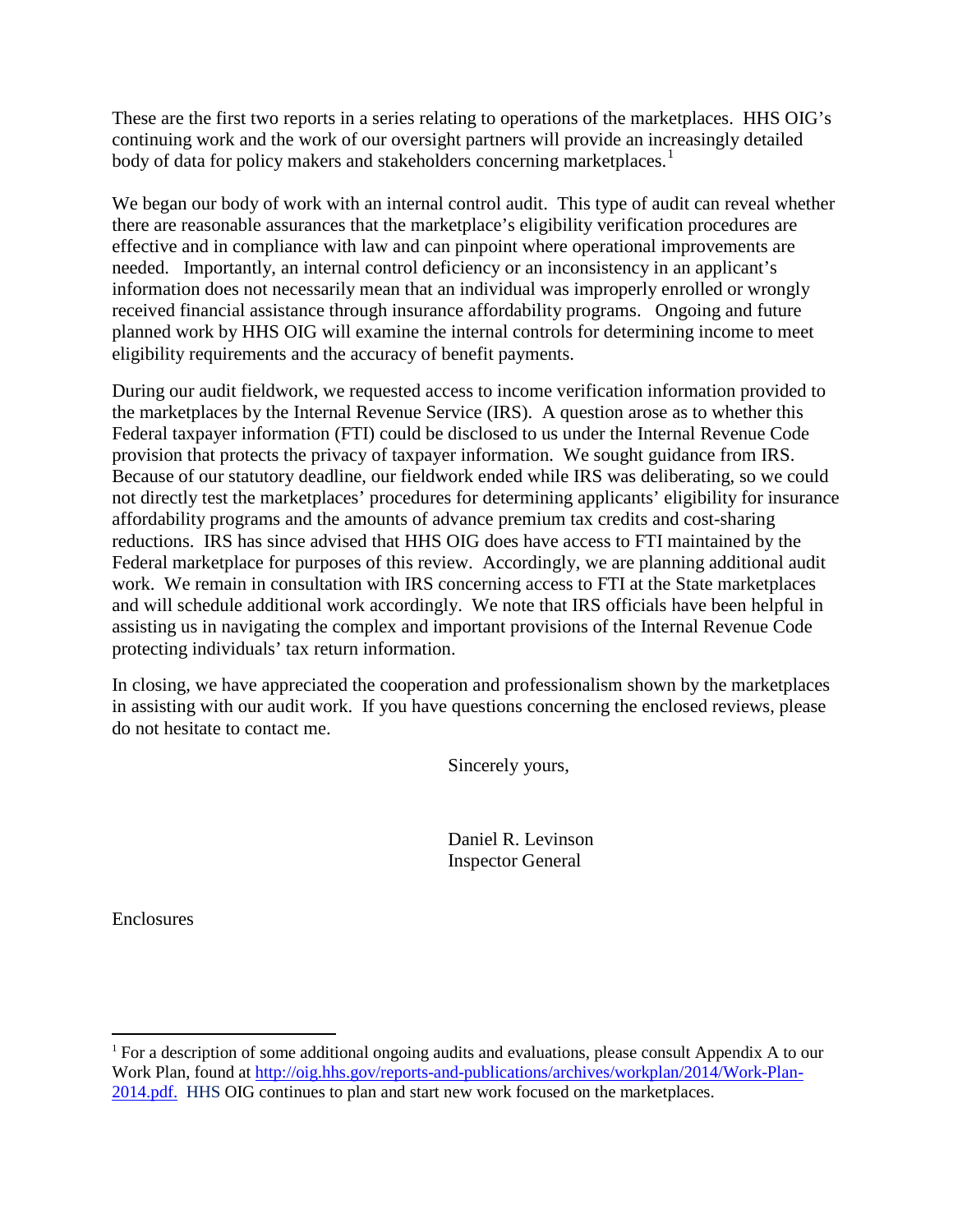These are the first two reports in a series relating to operations of the marketplaces. HHS OIG's continuing work and the work of our oversight partners will provide an increasingly detailed body of data for policy makers and stakeholders concerning marketplaces.[1]

We began our body of work with an internal control audit. This type of audit can reveal whether there are reasonable assurances that the marketplace's eligibility verification procedures are effective and in compliance with law and can pinpoint where operational improvements are needed. Importantly, an internal control deficiency or an inconsistency in an applicant's information does not necessarily mean that an individual was improperly enrolled or wrongly received financial assistance through insurance affordability programs. Ongoing and future planned work by HHS OIG will examine the internal controls for determining income to meet eligibility requirements and the accuracy of benefit payments.

During our audit fieldwork, we requested access to income verification information provided to the marketplaces by the Internal Revenue Service (IRS). A question arose as to whether this Federal taxpayer information (FTI) could be disclosed to us under the Internal Revenue Code provision that protects the privacy of taxpayer information. We sought guidance from IRS. Because of our statutory deadline, our fieldwork ended while IRS was deliberating, so we could not directly test the marketplaces' procedures for determining applicants' eligibility for insurance affordability programs and the amounts of advance premium tax credits and cost-sharing reductions. IRS has since advised that HHS OIG does have access to FTI maintained by the Federal marketplace for purposes of this review. Accordingly, we are planning additional audit work. We remain in consultation with IRS concerning access to FTI at the State marketplaces and will schedule additional work accordingly. We note that IRS officials have been helpful in assisting us in navigating the complex and important provisions of the Internal Revenue Code protecting individuals' tax return information.

In closing, we have appreciated the cooperation and professionalism shown by the marketplaces in assisting with our audit work. If you have questions concerning the enclosed reviews, please do not hesitate to contact me.

Sincerely yours,

Daniel R. Levinson
Inspector General

Enclosures

---

[1] For a description of some additional ongoing audits and evaluations, please consult Appendix A to our Work Plan, found at http://oig.hhs.gov/reports-and-publications/archives/workplan/2014/Work-Plan-2014.pdf. HHS OIG continues to plan and start new work focused on the marketplaces.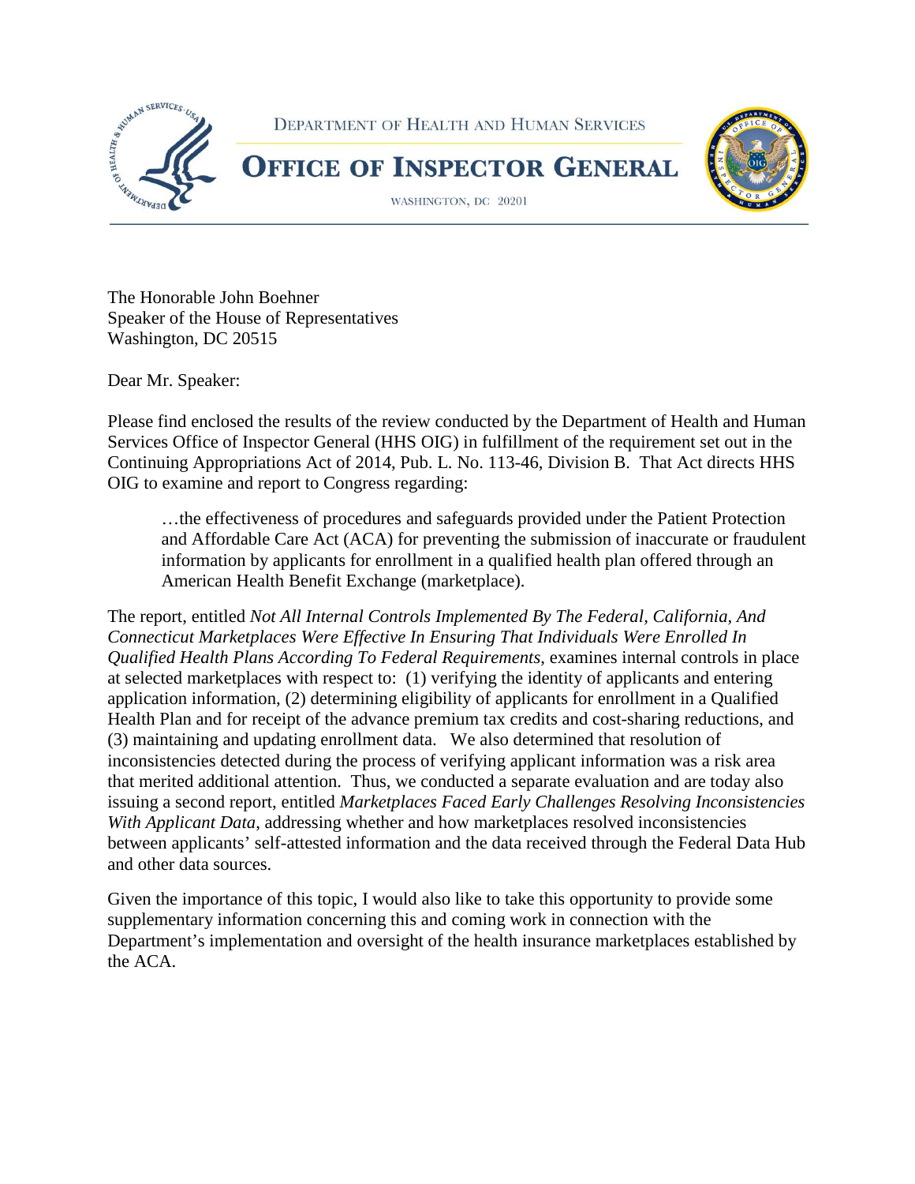DEPARTMENT OF HEALTH AND HUMAN SERVICES

# OFFICE OF INSPECTOR GENERAL

WASHINGTON, DC 20201

The Honorable John Boehner
Speaker of the House of Representatives
Washington, DC 20515

Dear Mr. Speaker:

Please find enclosed the results of the review conducted by the Department of Health and Human Services Office of Inspector General (HHS OIG) in fulfillment of the requirement set out in the Continuing Appropriations Act of 2014, Pub. L. No. 113-46, Division B. That Act directs HHS OIG to examine and report to Congress regarding:

> …the effectiveness of procedures and safeguards provided under the Patient Protection and Affordable Care Act (ACA) for preventing the submission of inaccurate or fraudulent information by applicants for enrollment in a qualified health plan offered through an American Health Benefit Exchange (marketplace).

The report, entitled *Not All Internal Controls Implemented By The Federal, California, And Connecticut Marketplaces Were Effective In Ensuring That Individuals Were Enrolled In Qualified Health Plans According To Federal Requirements*, examines internal controls in place at selected marketplaces with respect to: (1) verifying the identity of applicants and entering application information, (2) determining eligibility of applicants for enrollment in a Qualified Health Plan and for receipt of the advance premium tax credits and cost-sharing reductions, and (3) maintaining and updating enrollment data. We also determined that resolution of inconsistencies detected during the process of verifying applicant information was a risk area that merited additional attention. Thus, we conducted a separate evaluation and are today also issuing a second report, entitled *Marketplaces Faced Early Challenges Resolving Inconsistencies With Applicant Data*, addressing whether and how marketplaces resolved inconsistencies between applicants' self-attested information and the data received through the Federal Data Hub and other data sources.

Given the importance of this topic, I would also like to take this opportunity to provide some supplementary information concerning this and coming work in connection with the Department's implementation and oversight of the health insurance marketplaces established by the ACA.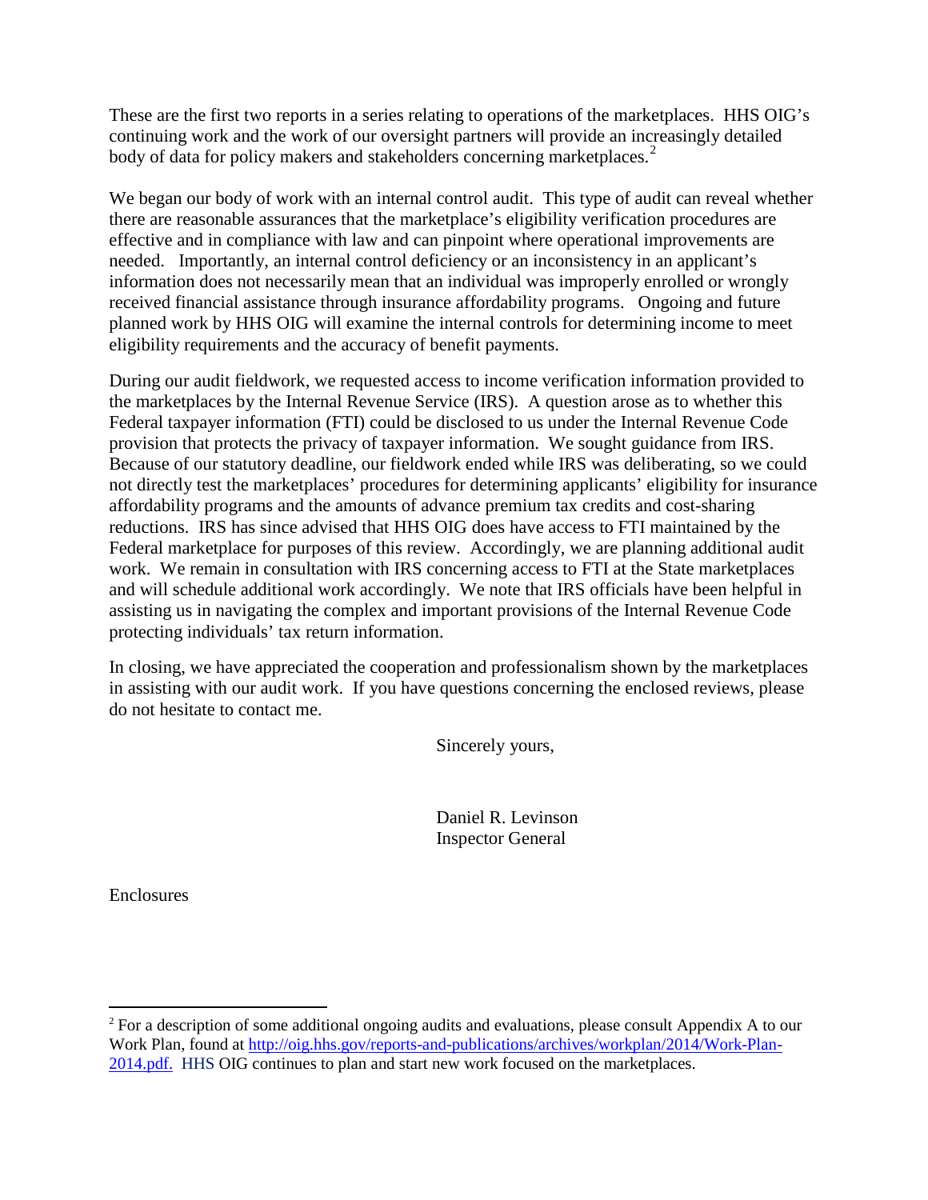These are the first two reports in a series relating to operations of the marketplaces. HHS OIG's continuing work and the work of our oversight partners will provide an increasingly detailed body of data for policy makers and stakeholders concerning marketplaces.[2]

We began our body of work with an internal control audit. This type of audit can reveal whether there are reasonable assurances that the marketplace's eligibility verification procedures are effective and in compliance with law and can pinpoint where operational improvements are needed. Importantly, an internal control deficiency or an inconsistency in an applicant's information does not necessarily mean that an individual was improperly enrolled or wrongly received financial assistance through insurance affordability programs. Ongoing and future planned work by HHS OIG will examine the internal controls for determining income to meet eligibility requirements and the accuracy of benefit payments.

During our audit fieldwork, we requested access to income verification information provided to the marketplaces by the Internal Revenue Service (IRS). A question arose as to whether this Federal taxpayer information (FTI) could be disclosed to us under the Internal Revenue Code provision that protects the privacy of taxpayer information. We sought guidance from IRS. Because of our statutory deadline, our fieldwork ended while IRS was deliberating, so we could not directly test the marketplaces' procedures for determining applicants' eligibility for insurance affordability programs and the amounts of advance premium tax credits and cost-sharing reductions. IRS has since advised that HHS OIG does have access to FTI maintained by the Federal marketplace for purposes of this review. Accordingly, we are planning additional audit work. We remain in consultation with IRS concerning access to FTI at the State marketplaces and will schedule additional work accordingly. We note that IRS officials have been helpful in assisting us in navigating the complex and important provisions of the Internal Revenue Code protecting individuals' tax return information.

In closing, we have appreciated the cooperation and professionalism shown by the marketplaces in assisting with our audit work. If you have questions concerning the enclosed reviews, please do not hesitate to contact me.

Sincerely yours,

Daniel R. Levinson
Inspector General

Enclosures

---

[2] For a description of some additional ongoing audits and evaluations, please consult Appendix A to our Work Plan, found at http://oig.hhs.gov/reports-and-publications/archives/workplan/2014/Work-Plan-2014.pdf. HHS OIG continues to plan and start new work focused on the marketplaces.